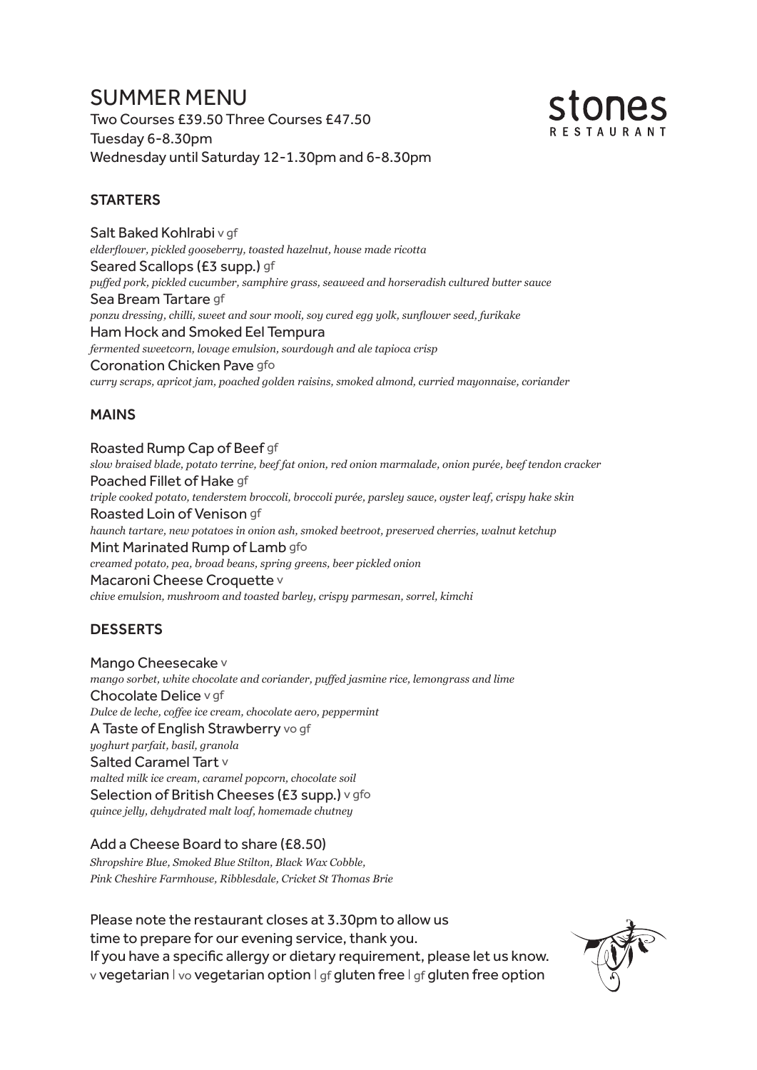# SUMMER MENU

Two Courses £39.50 Three Courses £47.50
Tuesday 6-8.30pm
Wednesday until Saturday 12-1.30pm and 6-8.30pm

stones RESTAURANT

## STARTERS

Salt Baked Kohlrabi v gf
*elderflower, pickled gooseberry, toasted hazelnut, house made ricotta*

Seared Scallops (£3 supp.) gf
*puffed pork, pickled cucumber, samphire grass, seaweed and horseradish cultured butter sauce*

Sea Bream Tartare gf
*ponzu dressing, chilli, sweet and sour mooli, soy cured egg yolk, sunflower seed, furikake*

Ham Hock and Smoked Eel Tempura
*fermented sweetcorn, lovage emulsion, sourdough and ale tapioca crisp*

Coronation Chicken Pave gfo
*curry scraps, apricot jam, poached golden raisins, smoked almond, curried mayonnaise, coriander*

## MAINS

Roasted Rump Cap of Beef gf
*slow braised blade, potato terrine, beef fat onion, red onion marmalade, onion purée, beef tendon cracker*

Poached Fillet of Hake gf
*triple cooked potato, tenderstem broccoli, broccoli purée, parsley sauce, oyster leaf, crispy hake skin*

Roasted Loin of Venison gf
*haunch tartare, new potatoes in onion ash, smoked beetroot, preserved cherries, walnut ketchup*

Mint Marinated Rump of Lamb gfo
*creamed potato, pea, broad beans, spring greens, beer pickled onion*

Macaroni Cheese Croquette v
*chive emulsion, mushroom and toasted barley, crispy parmesan, sorrel, kimchi*

## DESSERTS

Mango Cheesecake v
*mango sorbet, white chocolate and coriander, puffed jasmine rice, lemongrass and lime*

Chocolate Delice v gf
*Dulce de leche, coffee ice cream, chocolate aero, peppermint*

A Taste of English Strawberry vo gf
*yoghurt parfait, basil, granola*

Salted Caramel Tart v
*malted milk ice cream, caramel popcorn, chocolate soil*

Selection of British Cheeses (£3 supp.) v gfo
*quince jelly, dehydrated malt loaf, homemade chutney*

Add a Cheese Board to share (£8.50)
*Shropshire Blue, Smoked Blue Stilton, Black Wax Cobble,*
*Pink Cheshire Farmhouse, Ribblesdale, Cricket St Thomas Brie*

Please note the restaurant closes at 3.30pm to allow us time to prepare for our evening service, thank you.
If you have a specific allergy or dietary requirement, please let us know.
v vegetarian | vo vegetarian option | gf gluten free | gf gluten free option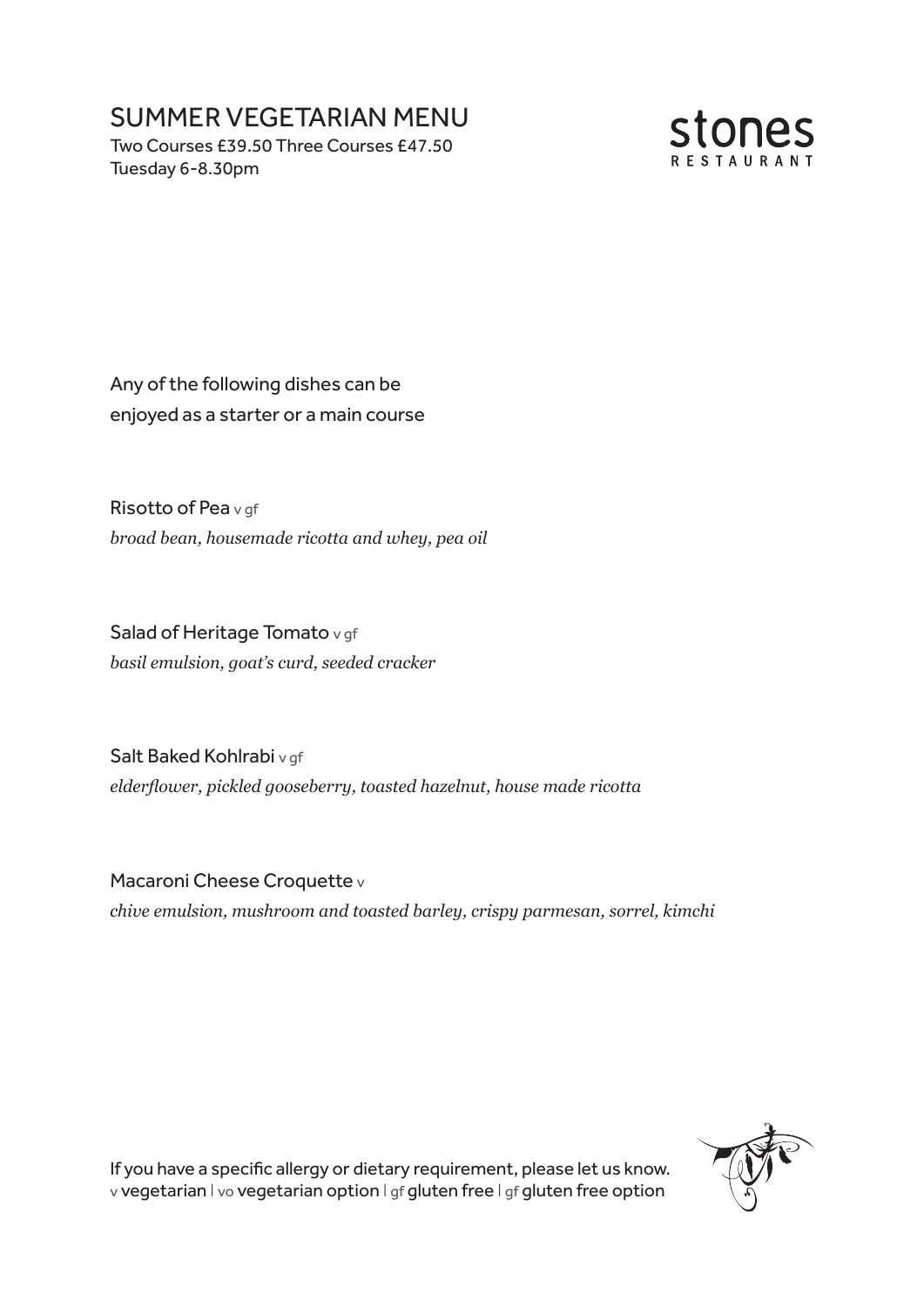# SUMMER VEGETARIAN MENU

Two Courses £39.50 Three Courses £47.50
Tuesday 6-8.30pm

stones
RESTAURANT

Any of the following dishes can be enjoyed as a starter or a main course

Risotto of Pea v gf
*broad bean, housemade ricotta and whey, pea oil*

Salad of Heritage Tomato v gf
*basil emulsion, goat's curd, seeded cracker*

Salt Baked Kohlrabi v gf
*elderflower, pickled gooseberry, toasted hazelnut, house made ricotta*

Macaroni Cheese Croquette v
*chive emulsion, mushroom and toasted barley, crispy parmesan, sorrel, kimchi*

If you have a specific allergy or dietary requirement, please let us know.
v vegetarian | vo vegetarian option | gf gluten free | gf gluten free option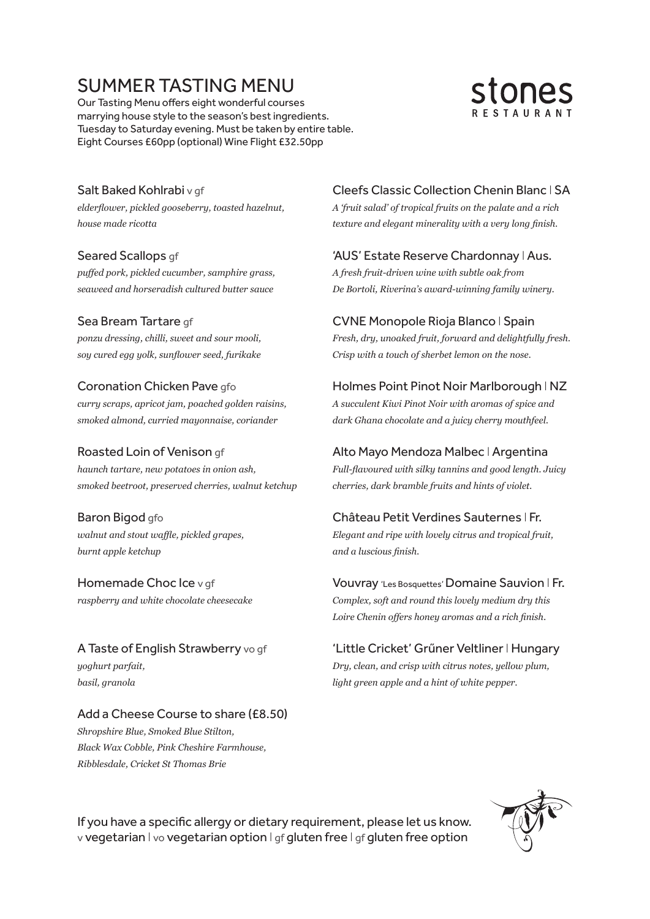# SUMMER TASTING MENU

Our Tasting Menu offers eight wonderful courses marrying house style to the season's best ingredients. Tuesday to Saturday evening. Must be taken by entire table. Eight Courses £60pp (optional) Wine Flight £32.50pp

stones RESTAURANT

### Salt Baked Kohlrabi v gf

*elderflower, pickled gooseberry, toasted hazelnut, house made ricotta*

### Seared Scallops gf

*puffed pork, pickled cucumber, samphire grass, seaweed and horseradish cultured butter sauce*

### Sea Bream Tartare gf

*ponzu dressing, chilli, sweet and sour mooli, soy cured egg yolk, sunflower seed, furikake*

### Coronation Chicken Pave gfo

*curry scraps, apricot jam, poached golden raisins, smoked almond, curried mayonnaise, coriander*

### Roasted Loin of Venison gf

*haunch tartare, new potatoes in onion ash, smoked beetroot, preserved cherries, walnut ketchup*

### Baron Bigod gfo

*walnut and stout waffle, pickled grapes, burnt apple ketchup*

### Homemade Choc Ice v gf

*raspberry and white chocolate cheesecake*

### A Taste of English Strawberry vo gf

*yoghurt parfait, basil, granola*

### Add a Cheese Course to share (£8.50)

*Shropshire Blue, Smoked Blue Stilton, Black Wax Cobble, Pink Cheshire Farmhouse, Ribblesdale, Cricket St Thomas Brie*

### Cleefs Classic Collection Chenin Blanc | SA

*A 'fruit salad' of tropical fruits on the palate and a rich texture and elegant minerality with a very long finish.*

### 'AUS' Estate Reserve Chardonnay | Aus.

*A fresh fruit-driven wine with subtle oak from De Bortoli, Riverina's award-winning family winery.*

### CVNE Monopole Rioja Blanco | Spain

*Fresh, dry, unoaked fruit, forward and delightfully fresh. Crisp with a touch of sherbet lemon on the nose.*

### Holmes Point Pinot Noir Marlborough | NZ

*A succulent Kiwi Pinot Noir with aromas of spice and dark Ghana chocolate and a juicy cherry mouthfeel.*

### Alto Mayo Mendoza Malbec | Argentina

*Full-flavoured with silky tannins and good length. Juicy cherries, dark bramble fruits and hints of violet.*

### Château Petit Verdines Sauternes | Fr.

*Elegant and ripe with lovely citrus and tropical fruit, and a luscious finish.*

### Vouvray 'Les Bosquettes' Domaine Sauvion | Fr.

*Complex, soft and round this lovely medium dry this Loire Chenin offers honey aromas and a rich finish.*

### 'Little Cricket' Grűner Veltliner | Hungary

*Dry, clean, and crisp with citrus notes, yellow plum, light green apple and a hint of white pepper.*

If you have a specific allergy or dietary requirement, please let us know.
v vegetarian | vo vegetarian option | gf gluten free | gf gluten free option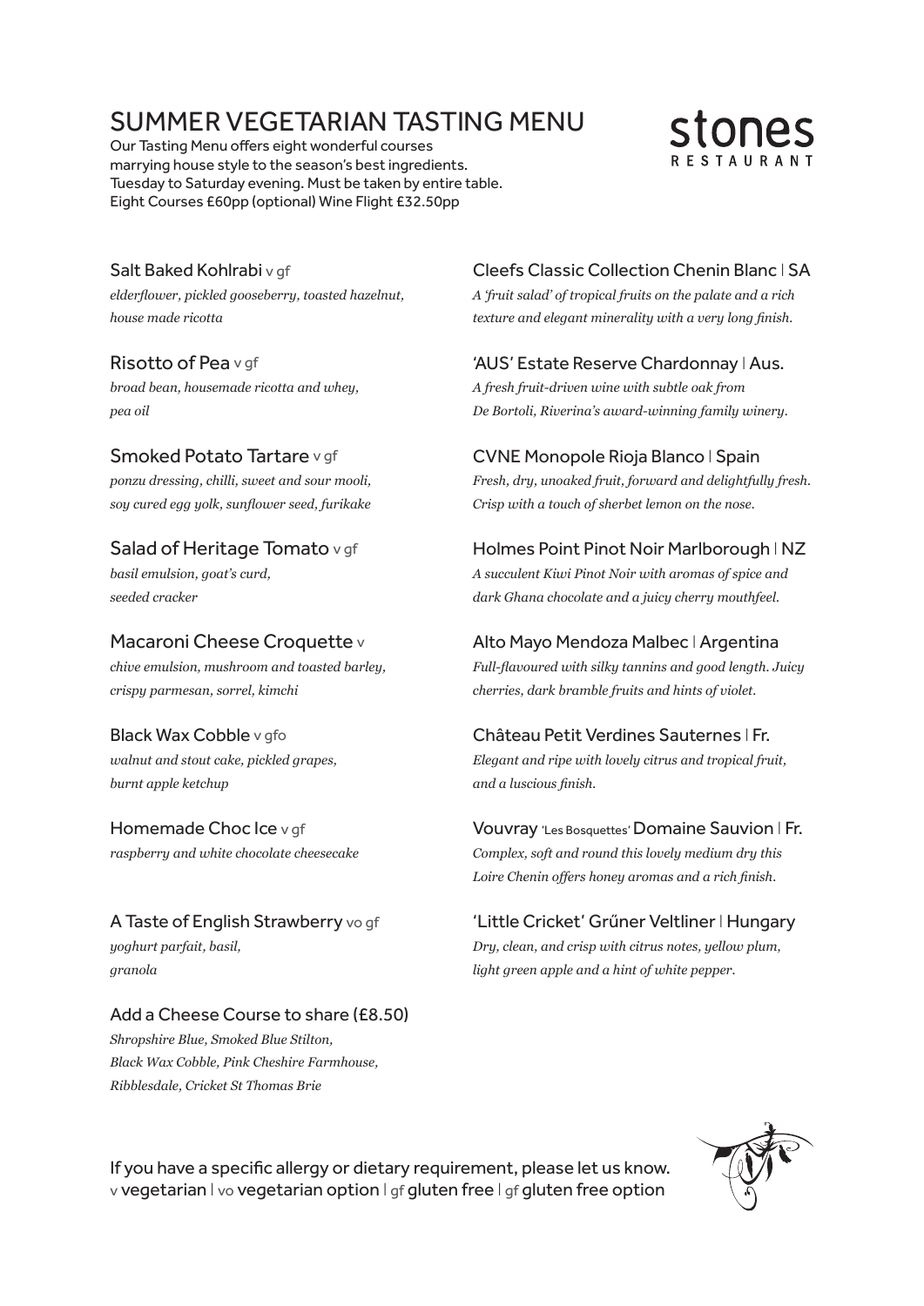# SUMMER VEGETARIAN TASTING MENU

Our Tasting Menu offers eight wonderful courses marrying house style to the season's best ingredients. Tuesday to Saturday evening. Must be taken by entire table. Eight Courses £60pp (optional) Wine Flight £32.50pp

stones RESTAURANT

Salt Baked Kohlrabi v gf
*elderflower, pickled gooseberry, toasted hazelnut, house made ricotta*

Cleefs Classic Collection Chenin Blanc | SA
*A 'fruit salad' of tropical fruits on the palate and a rich texture and elegant minerality with a very long finish.*

Risotto of Pea v gf
*broad bean, housemade ricotta and whey, pea oil*

'AUS' Estate Reserve Chardonnay | Aus.
*A fresh fruit-driven wine with subtle oak from De Bortoli, Riverina's award-winning family winery.*

Smoked Potato Tartare v gf
*ponzu dressing, chilli, sweet and sour mooli, soy cured egg yolk, sunflower seed, furikake*

CVNE Monopole Rioja Blanco | Spain
*Fresh, dry, unoaked fruit, forward and delightfully fresh. Crisp with a touch of sherbet lemon on the nose.*

Salad of Heritage Tomato v gf
*basil emulsion, goat's curd, seeded cracker*

Holmes Point Pinot Noir Marlborough | NZ
*A succulent Kiwi Pinot Noir with aromas of spice and dark Ghana chocolate and a juicy cherry mouthfeel.*

Macaroni Cheese Croquette v
*chive emulsion, mushroom and toasted barley, crispy parmesan, sorrel, kimchi*

Alto Mayo Mendoza Malbec | Argentina
*Full-flavoured with silky tannins and good length. Juicy cherries, dark bramble fruits and hints of violet.*

Black Wax Cobble v gfo
*walnut and stout cake, pickled grapes, burnt apple ketchup*

Château Petit Verdines Sauternes | Fr.
*Elegant and ripe with lovely citrus and tropical fruit, and a luscious finish.*

Homemade Choc Ice v gf
*raspberry and white chocolate cheesecake*

Vouvray 'Les Bosquettes' Domaine Sauvion | Fr.
*Complex, soft and round this lovely medium dry this Loire Chenin offers honey aromas and a rich finish.*

A Taste of English Strawberry vo gf
*yoghurt parfait, basil, granola*

'Little Cricket' Grűner Veltliner | Hungary
*Dry, clean, and crisp with citrus notes, yellow plum, light green apple and a hint of white pepper.*

Add a Cheese Course to share (£8.50)
*Shropshire Blue, Smoked Blue Stilton, Black Wax Cobble, Pink Cheshire Farmhouse, Ribblesdale, Cricket St Thomas Brie*

If you have a specific allergy or dietary requirement, please let us know.
v vegetarian | vo vegetarian option | gf gluten free | gf gluten free option